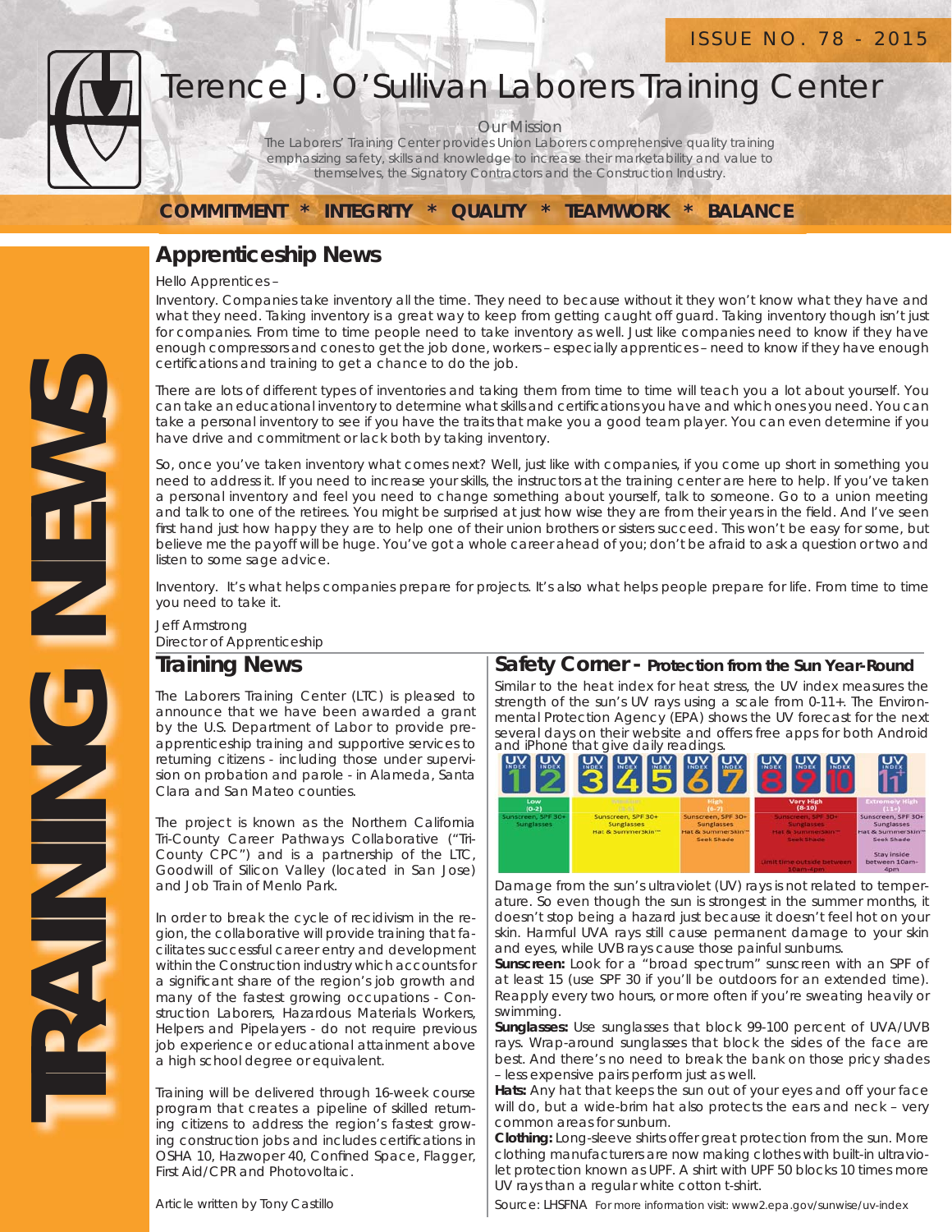ISSUE NO. 78 - 2015

# Terence J. O'Sullivan Laborers Training Center

Our Mission

The Laborers' Training Center provides Union Laborers comprehensive quality training emphasizing safety, skills and knowledge to increase their marketability and value to themselves, the Signatory Contractors and the Construction Industry.

**COMMITMENT * INTEGRITY * QUALITY * TEAMWORK * BALANCE**

TRAINING NEWS

## Apprenticeship News

Hello Apprentices –

Inventory. Companies take inventory all the time. They need to because without it they won't know what they have and what they need. Taking inventory is a great way to keep from getting caught off guard. Taking inventory though isn't just for companies. From time to time people need to take inventory as well. Just like companies need to know if they have enough compressors and cones to get the job done, workers – especially apprentices – need to know if they have enough certifications and training to get a chance to do the job.

There are lots of different types of inventories and taking them from time to time will teach you a lot about yourself. You can take an educational inventory to determine what skills and certifications you have and which ones you need. You can take a personal inventory to see if you have the traits that make you a good team player. You can even determine if you have drive and commitment or lack both by taking inventory.

So, once you've taken inventory what comes next? Well, just like with companies, if you come up short in something you need to address it. If you need to increase your skills, the instructors at the training center are here to help. If you've taken a personal inventory and feel you need to change something about yourself, talk to someone. Go to a union meeting and talk to one of the retirees. You might be surprised at just how wise they are from their years in the field. And I've seen first hand just how happy they are to help one of their union brothers or sisters succeed. This won't be easy for some, but believe me the payoff will be huge. You've got a whole career ahead of you; don't be afraid to ask a question or two and listen to some sage advice.

Inventory. It's what helps companies prepare for projects. It's also what helps people prepare for life. From time to time you need to take it.

Jeff Armstrong
Director of Apprenticeship

## Training News

The Laborers Training Center (LTC) is pleased to announce that we have been awarded a grant by the U.S. Department of Labor to provide pre-apprenticeship training and supportive services to returning citizens - including those under supervision on probation and parole - in Alameda, Santa Clara and San Mateo counties.

The project is known as the Northern California Tri-County Career Pathways Collaborative ("Tri-County CPC") and is a partnership of the LTC, Goodwill of Silicon Valley (located in San Jose) and Job Train of Menlo Park.

In order to break the cycle of recidivism in the region, the collaborative will provide training that facilitates successful career entry and development within the Construction industry which accounts for a significant share of the region's job growth and many of the fastest growing occupations - Construction Laborers, Hazardous Materials Workers, Helpers and Pipelayers - do not require previous job experience or educational attainment above a high school degree or equivalent.

Training will be delivered through 16-week course program that creates a pipeline of skilled returning citizens to address the region's fastest growing construction jobs and includes certifications in OSHA 10, Hazwoper 40, Confined Space, Flagger, First Aid/CPR and Photovoltaic.

Article written by Tony Castillo

## Safety Corner - Protection from the Sun Year-Round

Similar to the heat index for heat stress, the UV index measures the strength of the sun's UV rays using a scale from 0-11+. The Environmental Protection Agency (EPA) shows the UV forecast for the next several days on their website and offers free apps for both Android and iPhone that give daily readings.

| Low (0-2) | Moderate (3-5) | High (6-7) | Very High (8-10) | Extremely High (11+) |
|---|---|---|---|---|
| Sunscreen, SPF 30+ Sunglasses | Sunscreen, SPF 30+ Sunglasses Hat & SummerSkin™ | Sunscreen, SPF 30+ Sunglasses Hat & SummerSkin™ Seek Shade | Sunscreen, SPF 30+ Sunglasses Hat & SummerSkin™ Seek Shade Limit time outside between 10am-4pm | Sunscreen, SPF 30+ Sunglasses Hat & SummerSkin™ Seek Shade Stay inside between 10am-4pm |

Damage from the sun's ultraviolet (UV) rays is not related to temperature. So even though the sun is strongest in the summer months, it doesn't stop being a hazard just because it doesn't feel hot on your skin. Harmful UVA rays still cause permanent damage to your skin and eyes, while UVB rays cause those painful sunburns.

**Sunscreen:** Look for a "broad spectrum" sunscreen with an SPF of at least 15 (use SPF 30 if you'll be outdoors for an extended time). Reapply every two hours, or more often if you're sweating heavily or swimming.

**Sunglasses:** Use sunglasses that block 99-100 percent of UVA/UVB rays. Wrap-around sunglasses that block the sides of the face are best. And there's no need to break the bank on those pricy shades – less expensive pairs perform just as well.

**Hats:** Any hat that keeps the sun out of your eyes and off your face will do, but a wide-brim hat also protects the ears and neck – very common areas for sunburn.

**Clothing:** Long-sleeve shirts offer great protection from the sun. More clothing manufacturers are now making clothes with built-in ultraviolet protection known as UPF. A shirt with UPF 50 blocks 10 times more UV rays than a regular white cotton t-shirt.

Source: LHSFNA For more information visit: www2.epa.gov/sunwise/uv-index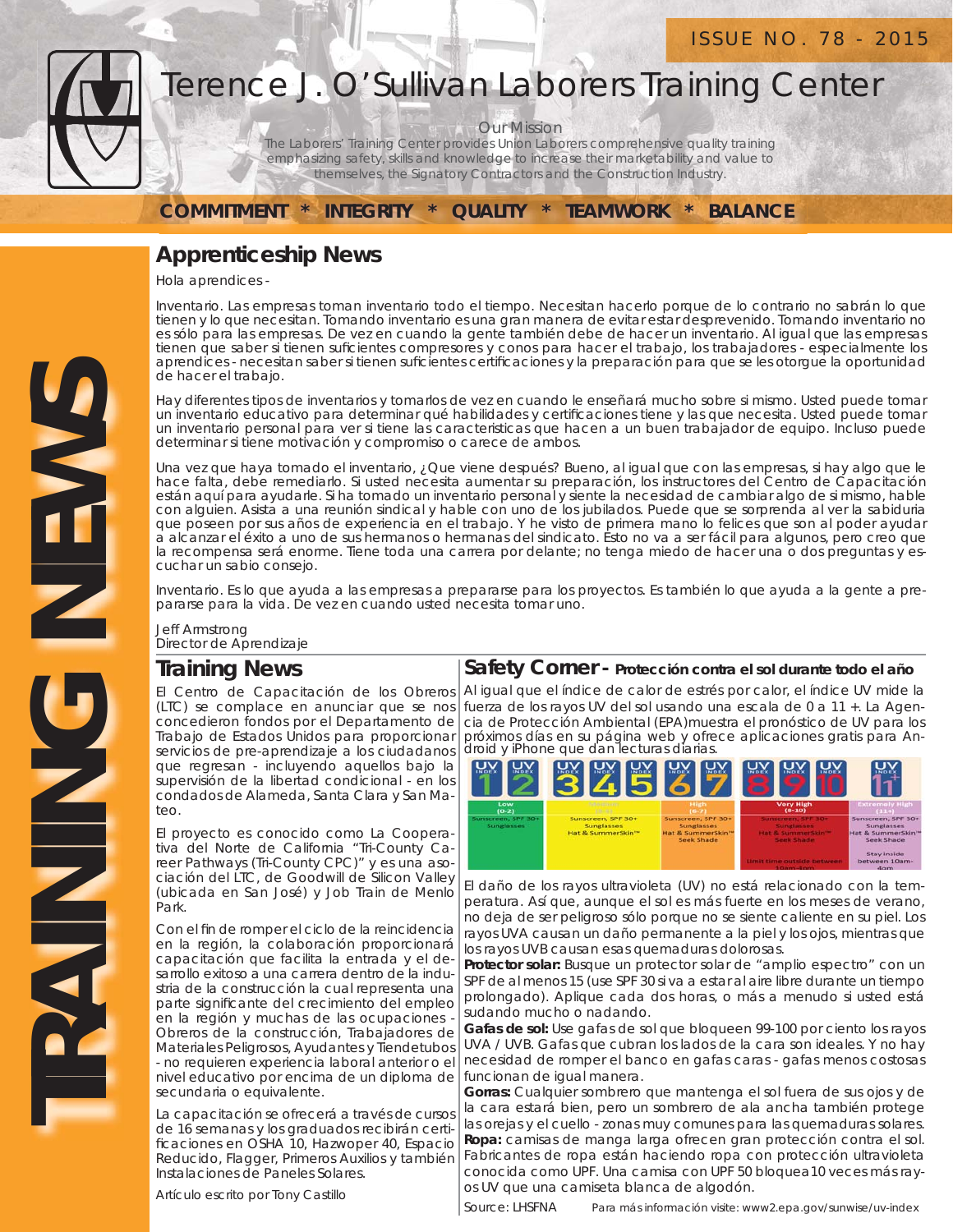ISSUE NO. 78 - 2015

# Terence J. O'Sullivan Laborers Training Center

Our Mission

The Laborers' Training Center provides Union Laborers comprehensive quality training emphasizing safety, skills and knowledge to increase their marketability and value to themselves, the Signatory Contractors and the Construction Industry.

**COMMITMENT * INTEGRITY * QUALITY * TEAMWORK * BALANCE**

TRAINING NEWS

## Apprenticeship News

Hola aprendices -

Inventario. Las empresas toman inventario todo el tiempo. Necesitan hacerlo porque de lo contrario no sabrán lo que tienen y lo que necesitan. Tomando inventario es una gran manera de evitar estar desprevenido. Tomando inventario no es sólo para las empresas. De vez en cuando la gente también debe de hacer un inventario. Al igual que las empresas tienen que saber si tienen suficientes compresores y conos para hacer el trabajo, los trabajadores - especialmente los aprendices - necesitan saber si tienen suficientes certificaciones y la preparación para que se les otorgue la oportunidad de hacer el trabajo.

Hay diferentes tipos de inventarios y tomarlos de vez en cuando le enseñará mucho sobre si mismo. Usted puede tomar un inventario educativo para determinar qué habilidades y certificaciones tiene y las que necesita. Usted puede tomar un inventario personal para ver si tiene las características que hacen a un buen trabajador de equipo. Incluso puede determinar si tiene motivación y compromiso o carece de ambos.

Una vez que haya tomado el inventario, ¿Que viene después? Bueno, al igual que con las empresas, si hay algo que le hace falta, debe remediarlo. Si usted necesita aumentar su preparación, los instructores del Centro de Capacitación están aquí para ayudarle. Si ha tomado un inventario personal y siente la necesidad de cambiar algo de si mismo, hable con alguien. Asista a una reunión sindical y hable con uno de los jubilados. Puede que se sorprenda al ver la sabiduria que poseen por sus años de experiencia en el trabajo. Y he visto de primera mano lo felices que son al poder ayudar a alcanzar el éxito a uno de sus hermanos o hermanas del sindicato. Esto no va a ser fácil para algunos, pero creo que la recompensa será enorme. Tiene toda una carrera por delante; no tenga miedo de hacer una o dos preguntas y escuchar un sabio consejo.

Inventario. Es lo que ayuda a las empresas a prepararse para los proyectos. Es también lo que ayuda a la gente a prepararse para la vida. De vez en cuando usted necesita tomar uno.

Jeff Armstrong
Director de Aprendizaje

## Training News

El Centro de Capacitación de los Obreros (LTC) se complace en anunciar que se nos concedieron fondos por el Departamento de Trabajo de Estados Unidos para proporcionar servicios de pre-aprendizaje a los ciudadanos que regresan - incluyendo aquellos bajo la supervisión de la libertad condicional - en los condados de Alameda, Santa Clara y San Mateo.

El proyecto es conocido como La Cooperativa del Norte de California "Tri-County Career Pathways (Tri-County CPC)" y es una asociación del LTC, de Goodwill de Silicon Valley (ubicada en San José) y Job Train de Menlo Park.

Con el fin de romper el ciclo de la reincidencia en la región, la colaboración proporcionará capacitación que facilita la entrada y el desarrollo exitoso a una carrera dentro de la industria de la construcción la cual representa una parte significante del crecimiento del empleo en la región y muchas de las ocupaciones - Obreros de la construcción, Trabajadores de Materiales Peligrosos, Ayudantes y Tiendetubos - no requieren experiencia laboral anterior o el nivel educativo por encima de un diploma de secundaria o equivalente.

La capacitación se ofrecerá a través de cursos de 16 semanas y los graduados recibirán certificaciones en OSHA 10, Hazwoper 40, Espacio Reducido, Flagger, Primeros Auxilios y también Instalaciones de Paneles Solares.

Artículo escrito por Tony Castillo

## Safety Corner - Protección contra el sol durante todo el año

Al igual que el índice de calor de estrés por calor, el índice UV mide la fuerza de los rayos UV del sol usando una escala de 0 a 11 +. La Agencia de Protección Ambiental (EPA) muestra el pronóstico de UV para los próximos días en su página web y ofrece aplicaciones gratis para Android y iPhone que dan lecturas diarias.

UV INDEX 1 2 3 4 5 6 7 8 9 10 11+

Low (0-2): Sunscreen, SPF 30+ Sunglasses
Moderate (3-5): Sunscreen, SPF 30+ Sunglasses Hat & SummerSkin™
High (6-7): Sunscreen, SPF 30+ Sunglasses Hat & SummerSkin™ Seek Shade
Very High (8-10): Sunscreen, SPF 30+ Sunglasses Hat & SummerSkin™ Seek Shade; Limit time outside between 10am-4pm
Extremely High (11+): Sunscreen, SPF 30+ Sunglasses Hat & SummerSkin™ Seek Shade; Stay inside between 10am-4pm

El daño de los rayos ultravioleta (UV) no está relacionado con la temperatura. Así que, aunque el sol es más fuerte en los meses de verano, no deja de ser peligroso sólo porque no se siente caliente en su piel. Los rayos UVA causan un daño permanente a la piel y los ojos, mientras que los rayos UVB causan esas quemaduras dolorosas.

**Protector solar:** Busque un protector solar de "amplio espectro" con un SPF de al menos 15 (use SPF 30 si va a estar al aire libre durante un tiempo prolongado). Aplique cada dos horas, o más a menudo si usted está sudando mucho o nadando.

**Gafas de sol:** Use gafas de sol que bloqueen 99-100 por ciento los rayos UVA / UVB. Gafas que cubran los lados de la cara son ideales. Y no hay necesidad de romper el banco en gafas caras - gafas menos costosas funcionan de igual manera.

**Gorras:** Cualquier sombrero que mantenga el sol fuera de sus ojos y de la cara estará bien, pero un sombrero de ala ancha también protege las orejas y el cuello - zonas muy comunes para las quemaduras solares.

**Ropa:** camisas de manga larga ofrecen gran protección contra el sol. Fabricantes de ropa están haciendo ropa con protección ultravioleta conocida como UPF. Una camisa con UPF 50 bloquea 10 veces más rayos UV que una camiseta blanca de algodón.

Source: LHSFNA     Para más información visite: www2.epa.gov/sunwise/uv-index